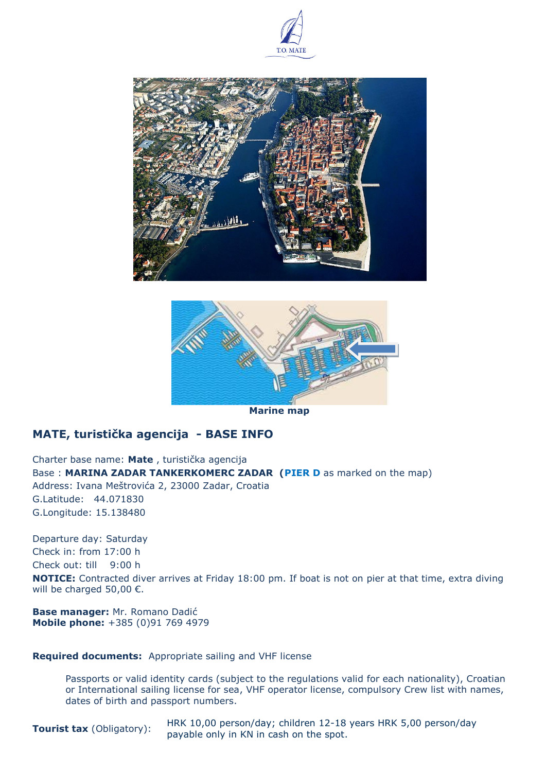T.O. MATE

Marine map

## MATE, turistička agencija - BASE INFO

Charter base name: **Mate** , turistička agencija
Base : **MARINA ZADAR TANKERKOMERC ZADAR** (**PIER D** as marked on the map)
Address: Ivana Meštrovića 2, 23000 Zadar, Croatia
G.Latitude: 44.071830
G.Longitude: 15.138480

Departure day: Saturday
Check in: from 17:00 h
Check out: till 9:00 h
**NOTICE:** Contracted diver arrives at Friday 18:00 pm. If boat is not on pier at that time, extra diving will be charged 50,00 €.

**Base manager:** Mr. Romano Dadić
**Mobile phone:** +385 (0)91 769 4979

**Required documents:** Appropriate sailing and VHF license

Passports or valid identity cards (subject to the regulations valid for each nationality), Croatian or International sailing license for sea, VHF operator license, compulsory Crew list with names, dates of birth and passport numbers.

**Tourist tax** (Obligatory): HRK 10,00 person/day; children 12-18 years HRK 5,00 person/day payable only in KN in cash on the spot.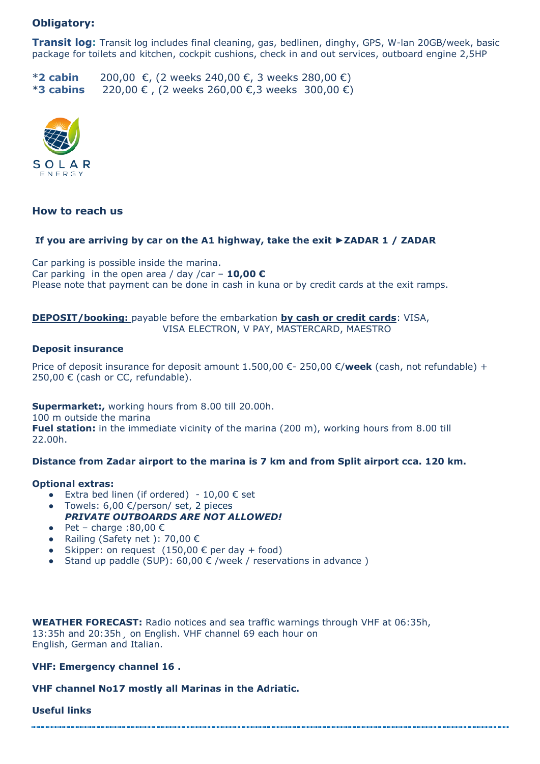**Obligatory:**

**Transit log:** Transit log includes final cleaning, gas, bedlinen, dinghy, GPS, W-lan 20GB/week, basic package for toilets and kitchen, cockpit cushions, check in and out services, outboard engine 2,5HP

*__2 cabin__ 200,00 €, (2 weeks 240,00 €, 3 weeks 280,00 €)
*__3 cabins__ 220,00 € , (2 weeks 260,00 €,3 weeks 300,00 €)

SOLAR
ENERGY

### How to reach us

**If you are arriving by car on the A1 highway, take the exit ►ZADAR 1 / ZADAR**

Car parking is possible inside the marina.
Car parking in the open area / day /car – **10,00 €**
Please note that payment can be done in cash in kuna or by credit cards at the exit ramps.

**DEPOSIT/booking:** payable before the embarkation **by cash or credit cards**: VISA, VISA ELECTRON, V PAY, MASTERCARD, MAESTRO

**Deposit insurance**

Price of deposit insurance for deposit amount 1.500,00 €- 250,00 €/**week** (cash, not refundable) + 250,00 € (cash or CC, refundable).

**Supermarket:,** working hours from 8.00 till 20.00h.
100 m outside the marina
**Fuel station:** in the immediate vicinity of the marina (200 m), working hours from 8.00 till 22.00h.

**Distance from Zadar airport to the marina is 7 km and from Split airport cca. 120 km.**

**Optional extras:**

- Extra bed linen (if ordered) - 10,00 € set
- Towels: 6,00 €/person/ set, 2 pieces
  ***PRIVATE OUTBOARDS ARE NOT ALLOWED!***
- Pet – charge :80,00 €
- Railing (Safety net ): 70,00 €
- Skipper: on request (150,00 € per day + food)
- Stand up paddle (SUP): 60,00 € /week / reservations in advance )

**WEATHER FORECAST:** Radio notices and sea traffic warnings through VHF at 06:35h, 13:35h and 20:35h¸ on English. VHF channel 69 each hour on English, German and Italian.

**VHF: Emergency channel 16 .**

**VHF channel No17 mostly all Marinas in the Adriatic.**

**Useful links**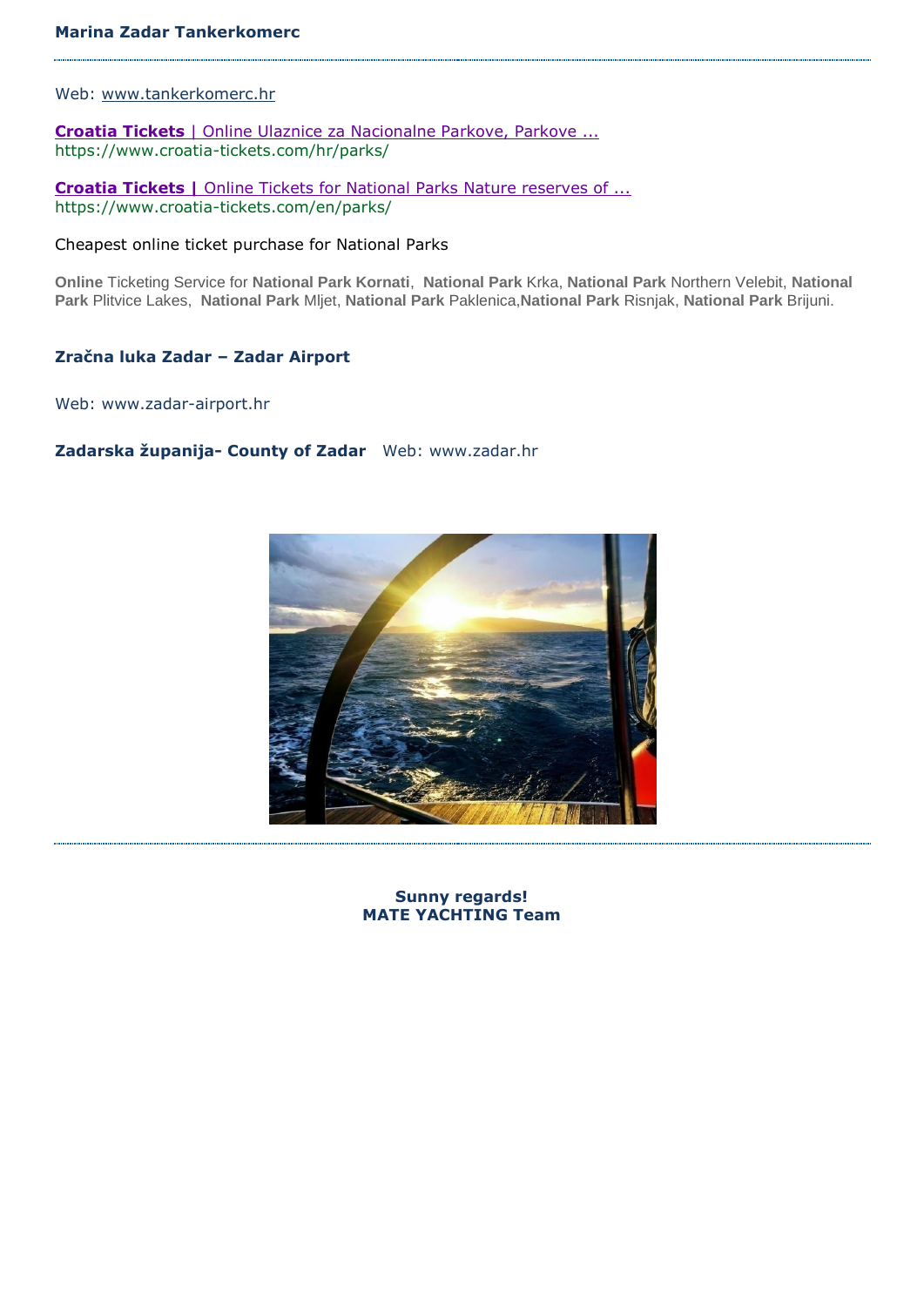**Marina Zadar Tankerkomerc**

Web: www.tankerkomerc.hr

**Croatia Tickets** | Online Ulaznice za Nacionalne Parkove, Parkove ...
https://www.croatia-tickets.com/hr/parks/

**Croatia Tickets |** Online Tickets for National Parks Nature reserves of ...
https://www.croatia-tickets.com/en/parks/

Cheapest online ticket purchase for National Parks

**Online** Ticketing Service for **National Park Kornati**, **National Park** Krka, **National Park** Northern Velebit, **National Park** Plitvice Lakes, **National Park** Mljet, **National Park** Paklenica, **National Park** Risnjak, **National Park** Brijuni.

**Zračna luka Zadar – Zadar Airport**

Web: www.zadar-airport.hr

**Zadarska županija- County of Zadar** Web: www.zadar.hr

**Sunny regards!**
**MATE YACHTING Team**